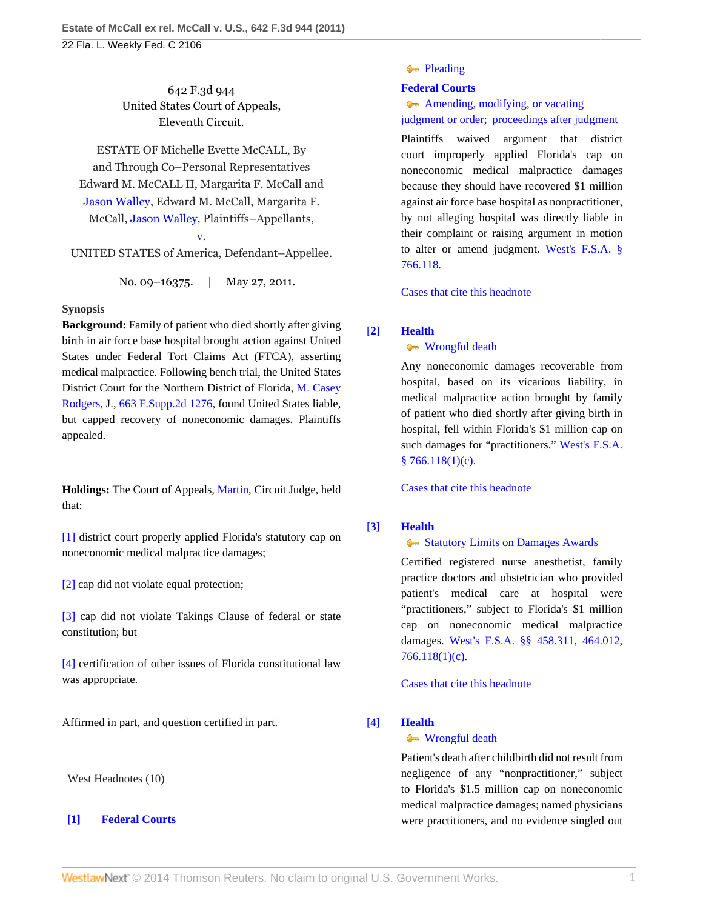642 F.3d 944
United States Court of Appeals,
Eleventh Circuit.

ESTATE OF Michelle Evette McCALL, By and Through Co–Personal Representatives Edward M. McCALL II, Margarita F. McCall and Jason Walley, Edward M. McCall, Margarita F. McCall, Jason Walley, Plaintiffs–Appellants,
v.
UNITED STATES of America, Defendant–Appellee.

No. 09–16375. | May 27, 2011.

**Synopsis**

**Background:** Family of patient who died shortly after giving birth in air force base hospital brought action against United States under Federal Tort Claims Act (FTCA), asserting medical malpractice. Following bench trial, the United States District Court for the Northern District of Florida, M. Casey Rodgers, J., 663 F.Supp.2d 1276, found United States liable, but capped recovery of noneconomic damages. Plaintiffs appealed.

**Holdings:** The Court of Appeals, Martin, Circuit Judge, held that:

[1] district court properly applied Florida's statutory cap on noneconomic medical malpractice damages;

[2] cap did not violate equal protection;

[3] cap did not violate Takings Clause of federal or state constitution; but

[4] certification of other issues of Florida constitutional law was appropriate.

Affirmed in part, and question certified in part.

West Headnotes (10)

**[1] Federal Courts**
Pleading
**Federal Courts**
Amending, modifying, or vacating judgment or order; proceedings after judgment

Plaintiffs waived argument that district court improperly applied Florida's cap on noneconomic medical malpractice damages because they should have recovered $1 million against air force base hospital as nonpractitioner, by not alleging hospital was directly liable in their complaint or raising argument in motion to alter or amend judgment. West's F.S.A. § 766.118.

Cases that cite this headnote

**[2] Health**
Wrongful death

Any noneconomic damages recoverable from hospital, based on its vicarious liability, in medical malpractice action brought by family of patient who died shortly after giving birth in hospital, fell within Florida's $1 million cap on such damages for "practitioners." West's F.S.A. § 766.118(1)(c).

Cases that cite this headnote

**[3] Health**
Statutory Limits on Damages Awards

Certified registered nurse anesthetist, family practice doctors and obstetrician who provided patient's medical care at hospital were "practitioners," subject to Florida's $1 million cap on noneconomic medical malpractice damages. West's F.S.A. §§ 458.311, 464.012, 766.118(1)(c).

Cases that cite this headnote

**[4] Health**
Wrongful death

Patient's death after childbirth did not result from negligence of any "nonpractitioner," subject to Florida's $1.5 million cap on noneconomic medical malpractice damages; named physicians were practitioners, and no evidence singled out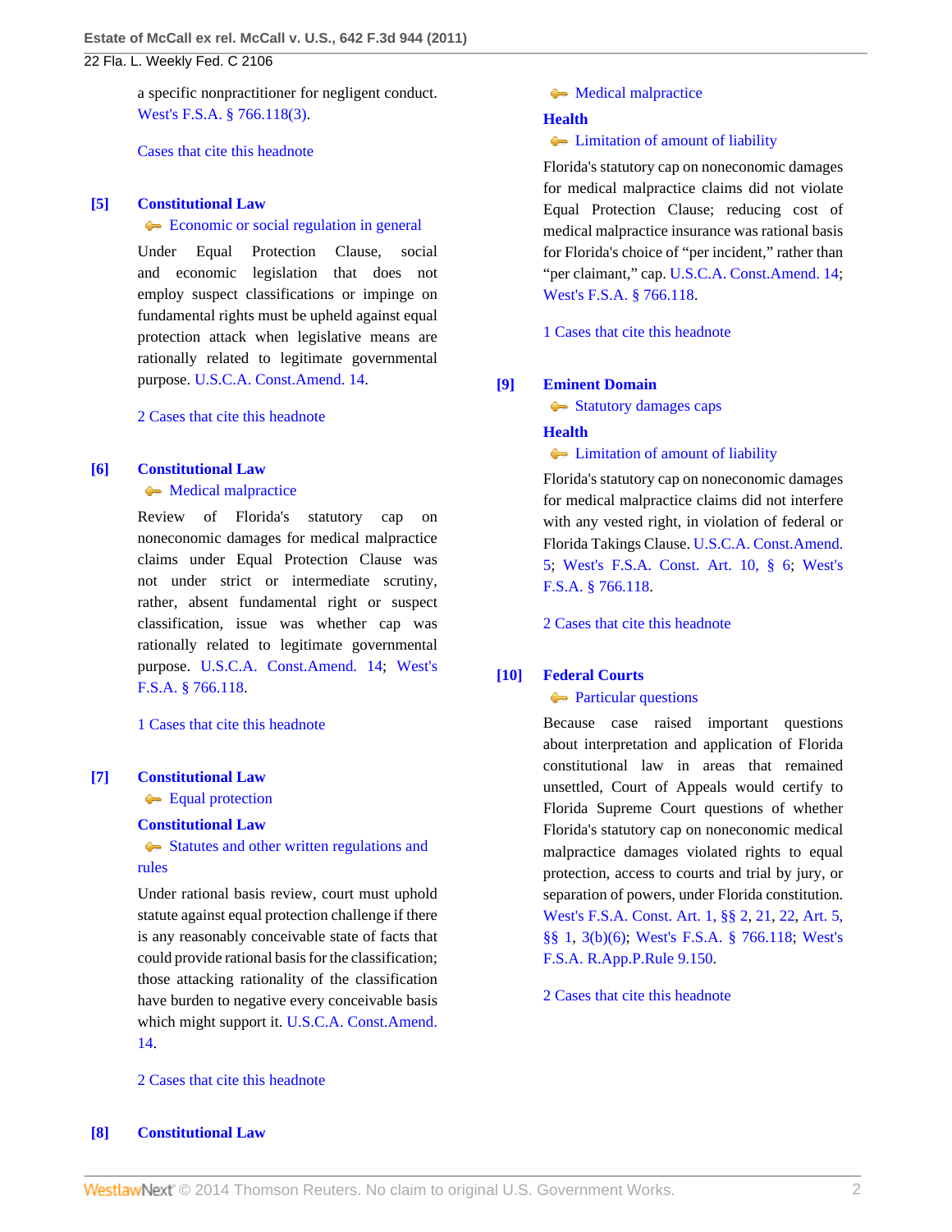a specific nonpractitioner for negligent conduct. West's F.S.A. § 766.118(3).

Cases that cite this headnote

**[5] Constitutional Law**

Economic or social regulation in general

Under Equal Protection Clause, social and economic legislation that does not employ suspect classifications or impinge on fundamental rights must be upheld against equal protection attack when legislative means are rationally related to legitimate governmental purpose. U.S.C.A. Const.Amend. 14.

2 Cases that cite this headnote

**[6] Constitutional Law**

Medical malpractice

Review of Florida's statutory cap on noneconomic damages for medical malpractice claims under Equal Protection Clause was not under strict or intermediate scrutiny, rather, absent fundamental right or suspect classification, issue was whether cap was rationally related to legitimate governmental purpose. U.S.C.A. Const.Amend. 14; West's F.S.A. § 766.118.

1 Cases that cite this headnote

**[7] Constitutional Law**

Equal protection

**Constitutional Law**

Statutes and other written regulations and rules

Under rational basis review, court must uphold statute against equal protection challenge if there is any reasonably conceivable state of facts that could provide rational basis for the classification; those attacking rationality of the classification have burden to negative every conceivable basis which might support it. U.S.C.A. Const.Amend. 14.

2 Cases that cite this headnote

**[8] Constitutional Law**

Medical malpractice

**Health**

Limitation of amount of liability

Florida's statutory cap on noneconomic damages for medical malpractice claims did not violate Equal Protection Clause; reducing cost of medical malpractice insurance was rational basis for Florida's choice of "per incident," rather than "per claimant," cap. U.S.C.A. Const.Amend. 14; West's F.S.A. § 766.118.

1 Cases that cite this headnote

**[9] Eminent Domain**

Statutory damages caps

**Health**

Limitation of amount of liability

Florida's statutory cap on noneconomic damages for medical malpractice claims did not interfere with any vested right, in violation of federal or Florida Takings Clause. U.S.C.A. Const.Amend. 5; West's F.S.A. Const. Art. 10, § 6; West's F.S.A. § 766.118.

2 Cases that cite this headnote

**[10] Federal Courts**

Particular questions

Because case raised important questions about interpretation and application of Florida constitutional law in areas that remained unsettled, Court of Appeals would certify to Florida Supreme Court questions of whether Florida's statutory cap on noneconomic medical malpractice damages violated rights to equal protection, access to courts and trial by jury, or separation of powers, under Florida constitution. West's F.S.A. Const. Art. 1, §§ 2, 21, 22, Art. 5, §§ 1, 3(b)(6); West's F.S.A. § 766.118; West's F.S.A. R.App.P.Rule 9.150.

2 Cases that cite this headnote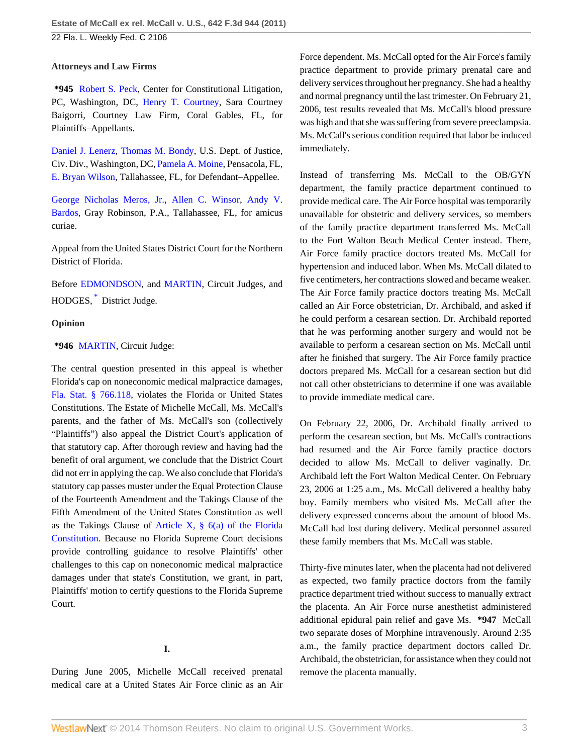**Attorneys and Law Firms**

**\*945** Robert S. Peck, Center for Constitutional Litigation, PC, Washington, DC, Henry T. Courtney, Sara Courtney Baigorri, Courtney Law Firm, Coral Gables, FL, for Plaintiffs–Appellants.

Daniel J. Lenerz, Thomas M. Bondy, U.S. Dept. of Justice, Civ. Div., Washington, DC, Pamela A. Moine, Pensacola, FL, E. Bryan Wilson, Tallahassee, FL, for Defendant–Appellee.

George Nicholas Meros, Jr., Allen C. Winsor, Andy V. Bardos, Gray Robinson, P.A., Tallahassee, FL, for amicus curiae.

Appeal from the United States District Court for the Northern District of Florida.

Before EDMONDSON, and MARTIN, Circuit Judges, and HODGES, * District Judge.

**Opinion**

**\*946** MARTIN, Circuit Judge:

The central question presented in this appeal is whether Florida's cap on noneconomic medical malpractice damages, Fla. Stat. § 766.118, violates the Florida or United States Constitutions. The Estate of Michelle McCall, Ms. McCall's parents, and the father of Ms. McCall's son (collectively "Plaintiffs") also appeal the District Court's application of that statutory cap. After thorough review and having had the benefit of oral argument, we conclude that the District Court did not err in applying the cap. We also conclude that Florida's statutory cap passes muster under the Equal Protection Clause of the Fourteenth Amendment and the Takings Clause of the Fifth Amendment of the United States Constitution as well as the Takings Clause of Article X, § 6(a) of the Florida Constitution. Because no Florida Supreme Court decisions provide controlling guidance to resolve Plaintiffs' other challenges to this cap on noneconomic medical malpractice damages under that state's Constitution, we grant, in part, Plaintiffs' motion to certify questions to the Florida Supreme Court.

**I.**

During June 2005, Michelle McCall received prenatal medical care at a United States Air Force clinic as an Air Force dependent. Ms. McCall opted for the Air Force's family practice department to provide primary prenatal care and delivery services throughout her pregnancy. She had a healthy and normal pregnancy until the last trimester. On February 21, 2006, test results revealed that Ms. McCall's blood pressure was high and that she was suffering from severe preeclampsia. Ms. McCall's serious condition required that labor be induced immediately.

Instead of transferring Ms. McCall to the OB/GYN department, the family practice department continued to provide medical care. The Air Force hospital was temporarily unavailable for obstetric and delivery services, so members of the family practice department transferred Ms. McCall to the Fort Walton Beach Medical Center instead. There, Air Force family practice doctors treated Ms. McCall for hypertension and induced labor. When Ms. McCall dilated to five centimeters, her contractions slowed and became weaker. The Air Force family practice doctors treating Ms. McCall called an Air Force obstetrician, Dr. Archibald, and asked if he could perform a cesarean section. Dr. Archibald reported that he was performing another surgery and would not be available to perform a cesarean section on Ms. McCall until after he finished that surgery. The Air Force family practice doctors prepared Ms. McCall for a cesarean section but did not call other obstetricians to determine if one was available to provide immediate medical care.

On February 22, 2006, Dr. Archibald finally arrived to perform the cesarean section, but Ms. McCall's contractions had resumed and the Air Force family practice doctors decided to allow Ms. McCall to deliver vaginally. Dr. Archibald left the Fort Walton Medical Center. On February 23, 2006 at 1:25 a.m., Ms. McCall delivered a healthy baby boy. Family members who visited Ms. McCall after the delivery expressed concerns about the amount of blood Ms. McCall had lost during delivery. Medical personnel assured these family members that Ms. McCall was stable.

Thirty-five minutes later, when the placenta had not delivered as expected, two family practice doctors from the family practice department tried without success to manually extract the placenta. An Air Force nurse anesthetist administered additional epidural pain relief and gave Ms. **\*947** McCall two separate doses of Morphine intravenously. Around 2:35 a.m., the family practice department doctors called Dr. Archibald, the obstetrician, for assistance when they could not remove the placenta manually.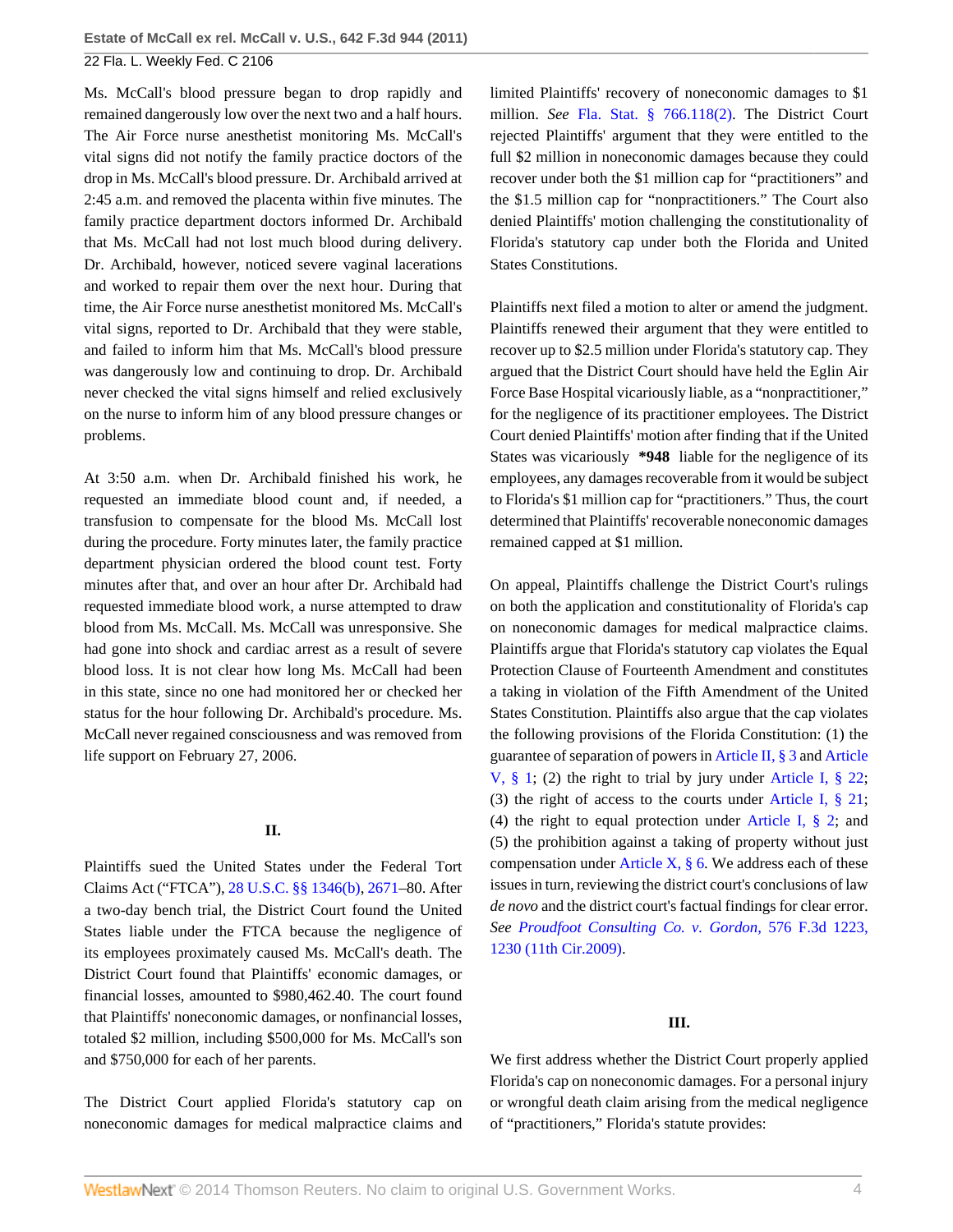Ms. McCall's blood pressure began to drop rapidly and remained dangerously low over the next two and a half hours. The Air Force nurse anesthetist monitoring Ms. McCall's vital signs did not notify the family practice doctors of the drop in Ms. McCall's blood pressure. Dr. Archibald arrived at 2:45 a.m. and removed the placenta within five minutes. The family practice department doctors informed Dr. Archibald that Ms. McCall had not lost much blood during delivery. Dr. Archibald, however, noticed severe vaginal lacerations and worked to repair them over the next hour. During that time, the Air Force nurse anesthetist monitored Ms. McCall's vital signs, reported to Dr. Archibald that they were stable, and failed to inform him that Ms. McCall's blood pressure was dangerously low and continuing to drop. Dr. Archibald never checked the vital signs himself and relied exclusively on the nurse to inform him of any blood pressure changes or problems.

At 3:50 a.m. when Dr. Archibald finished his work, he requested an immediate blood count and, if needed, a transfusion to compensate for the blood Ms. McCall lost during the procedure. Forty minutes later, the family practice department physician ordered the blood count test. Forty minutes after that, and over an hour after Dr. Archibald had requested immediate blood work, a nurse attempted to draw blood from Ms. McCall. Ms. McCall was unresponsive. She had gone into shock and cardiac arrest as a result of severe blood loss. It is not clear how long Ms. McCall had been in this state, since no one had monitored her or checked her status for the hour following Dr. Archibald's procedure. Ms. McCall never regained consciousness and was removed from life support on February 27, 2006.

## II.

Plaintiffs sued the United States under the Federal Tort Claims Act ("FTCA"), 28 U.S.C. §§ 1346(b), 2671–80. After a two-day bench trial, the District Court found the United States liable under the FTCA because the negligence of its employees proximately caused Ms. McCall's death. The District Court found that Plaintiffs' economic damages, or financial losses, amounted to $980,462.40. The court found that Plaintiffs' noneconomic damages, or nonfinancial losses, totaled $2 million, including $500,000 for Ms. McCall's son and $750,000 for each of her parents.

The District Court applied Florida's statutory cap on noneconomic damages for medical malpractice claims and limited Plaintiffs' recovery of noneconomic damages to $1 million. *See* Fla. Stat. § 766.118(2). The District Court rejected Plaintiffs' argument that they were entitled to the full $2 million in noneconomic damages because they could recover under both the $1 million cap for "practitioners" and the $1.5 million cap for "nonpractitioners." The Court also denied Plaintiffs' motion challenging the constitutionality of Florida's statutory cap under both the Florida and United States Constitutions.

Plaintiffs next filed a motion to alter or amend the judgment. Plaintiffs renewed their argument that they were entitled to recover up to $2.5 million under Florida's statutory cap. They argued that the District Court should have held the Eglin Air Force Base Hospital vicariously liable, as a "nonpractitioner," for the negligence of its practitioner employees. The District Court denied Plaintiffs' motion after finding that if the United States was vicariously **\*948** liable for the negligence of its employees, any damages recoverable from it would be subject to Florida's $1 million cap for "practitioners." Thus, the court determined that Plaintiffs' recoverable noneconomic damages remained capped at $1 million.

On appeal, Plaintiffs challenge the District Court's rulings on both the application and constitutionality of Florida's cap on noneconomic damages for medical malpractice claims. Plaintiffs argue that Florida's statutory cap violates the Equal Protection Clause of Fourteenth Amendment and constitutes a taking in violation of the Fifth Amendment of the United States Constitution. Plaintiffs also argue that the cap violates the following provisions of the Florida Constitution: (1) the guarantee of separation of powers in Article II, § 3 and Article V, § 1; (2) the right to trial by jury under Article I, § 22; (3) the right of access to the courts under Article I, § 21; (4) the right to equal protection under Article I, § 2; and (5) the prohibition against a taking of property without just compensation under Article X, § 6. We address each of these issues in turn, reviewing the district court's conclusions of law *de novo* and the district court's factual findings for clear error. *See Proudfoot Consulting Co. v. Gordon,* 576 F.3d 1223, 1230 (11th Cir.2009).

## III.

We first address whether the District Court properly applied Florida's cap on noneconomic damages. For a personal injury or wrongful death claim arising from the medical negligence of "practitioners," Florida's statute provides: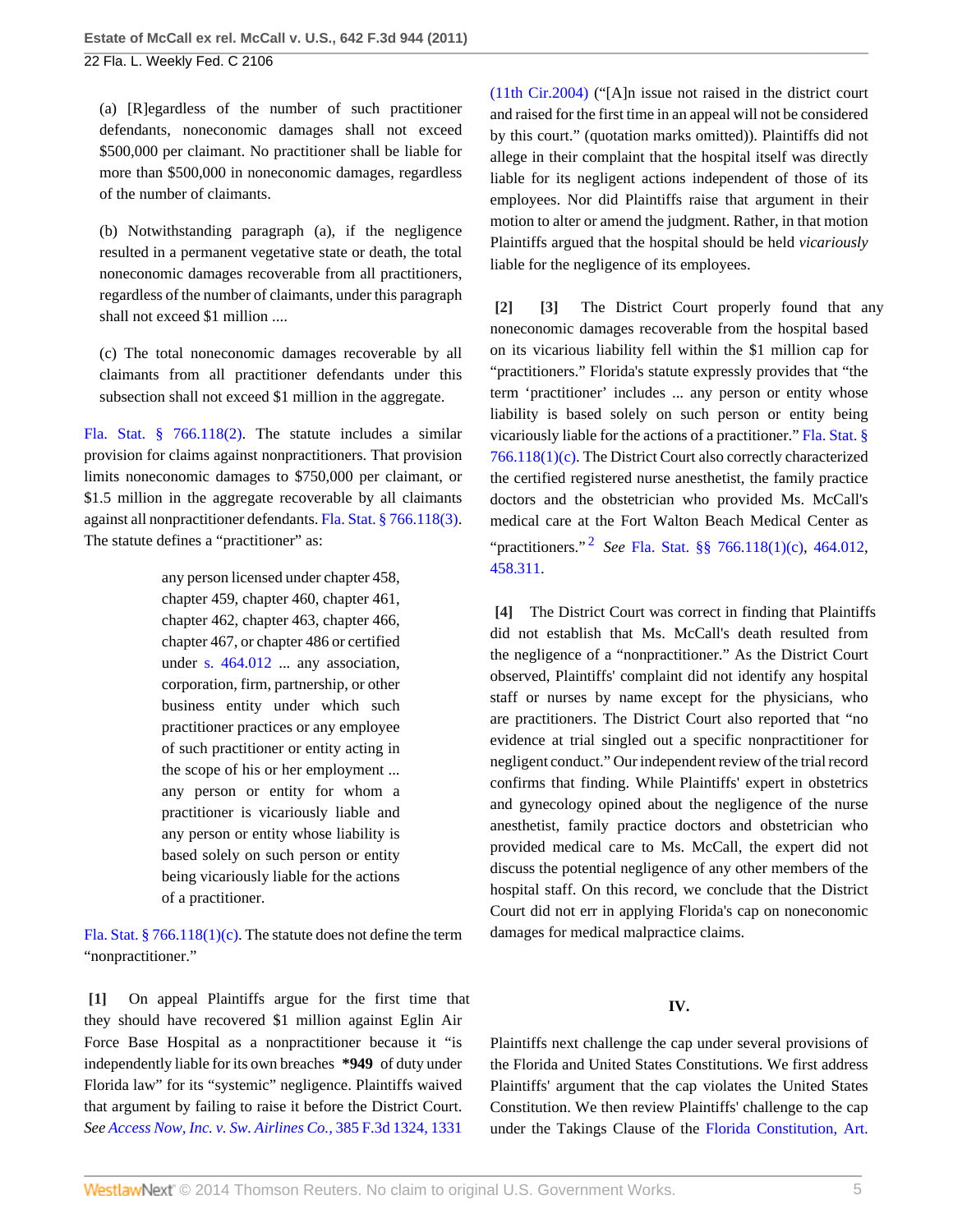(a) [R]egardless of the number of such practitioner defendants, noneconomic damages shall not exceed $500,000 per claimant. No practitioner shall be liable for more than $500,000 in noneconomic damages, regardless of the number of claimants.

(b) Notwithstanding paragraph (a), if the negligence resulted in a permanent vegetative state or death, the total noneconomic damages recoverable from all practitioners, regardless of the number of claimants, under this paragraph shall not exceed $1 million ....

(c) The total noneconomic damages recoverable by all claimants from all practitioner defendants under this subsection shall not exceed $1 million in the aggregate.

Fla. Stat. § 766.118(2). The statute includes a similar provision for claims against nonpractitioners. That provision limits noneconomic damages to $750,000 per claimant, or $1.5 million in the aggregate recoverable by all claimants against all nonpractitioner defendants. Fla. Stat. § 766.118(3). The statute defines a "practitioner" as:

> any person licensed under chapter 458, chapter 459, chapter 460, chapter 461, chapter 462, chapter 463, chapter 466, chapter 467, or chapter 486 or certified under s. 464.012 ... any association, corporation, firm, partnership, or other business entity under which such practitioner practices or any employee of such practitioner or entity acting in the scope of his or her employment ... any person or entity for whom a practitioner is vicariously liable and any person or entity whose liability is based solely on such person or entity being vicariously liable for the actions of a practitioner.

Fla. Stat. § 766.118(1)(c). The statute does not define the term "nonpractitioner."

**[1]** On appeal Plaintiffs argue for the first time that they should have recovered $1 million against Eglin Air Force Base Hospital as a nonpractitioner because it "is independently liable for its own breaches **\*949** of duty under Florida law" for its "systemic" negligence. Plaintiffs waived that argument by failing to raise it before the District Court. *See Access Now, Inc. v. Sw. Airlines Co.,* 385 F.3d 1324, 1331 (11th Cir.2004) ("[A]n issue not raised in the district court and raised for the first time in an appeal will not be considered by this court." (quotation marks omitted)). Plaintiffs did not allege in their complaint that the hospital itself was directly liable for its negligent actions independent of those of its employees. Nor did Plaintiffs raise that argument in their motion to alter or amend the judgment. Rather, in that motion Plaintiffs argued that the hospital should be held *vicariously* liable for the negligence of its employees.

**[2]** **[3]** The District Court properly found that any noneconomic damages recoverable from the hospital based on its vicarious liability fell within the $1 million cap for "practitioners." Florida's statute expressly provides that "the term 'practitioner' includes ... any person or entity whose liability is based solely on such person or entity being vicariously liable for the actions of a practitioner." Fla. Stat. § 766.118(1)(c). The District Court also correctly characterized the certified registered nurse anesthetist, the family practice doctors and the obstetrician who provided Ms. McCall's medical care at the Fort Walton Beach Medical Center as "practitioners."[2] *See* Fla. Stat. §§ 766.118(1)(c), 464.012, 458.311.

**[4]** The District Court was correct in finding that Plaintiffs did not establish that Ms. McCall's death resulted from the negligence of a "nonpractitioner." As the District Court observed, Plaintiffs' complaint did not identify any hospital staff or nurses by name except for the physicians, who are practitioners. The District Court also reported that "no evidence at trial singled out a specific nonpractitioner for negligent conduct." Our independent review of the trial record confirms that finding. While Plaintiffs' expert in obstetrics and gynecology opined about the negligence of the nurse anesthetist, family practice doctors and obstetrician who provided medical care to Ms. McCall, the expert did not discuss the potential negligence of any other members of the hospital staff. On this record, we conclude that the District Court did not err in applying Florida's cap on noneconomic damages for medical malpractice claims.

## IV.

Plaintiffs next challenge the cap under several provisions of the Florida and United States Constitutions. We first address Plaintiffs' argument that the cap violates the United States Constitution. We then review Plaintiffs' challenge to the cap under the Takings Clause of the Florida Constitution, Art.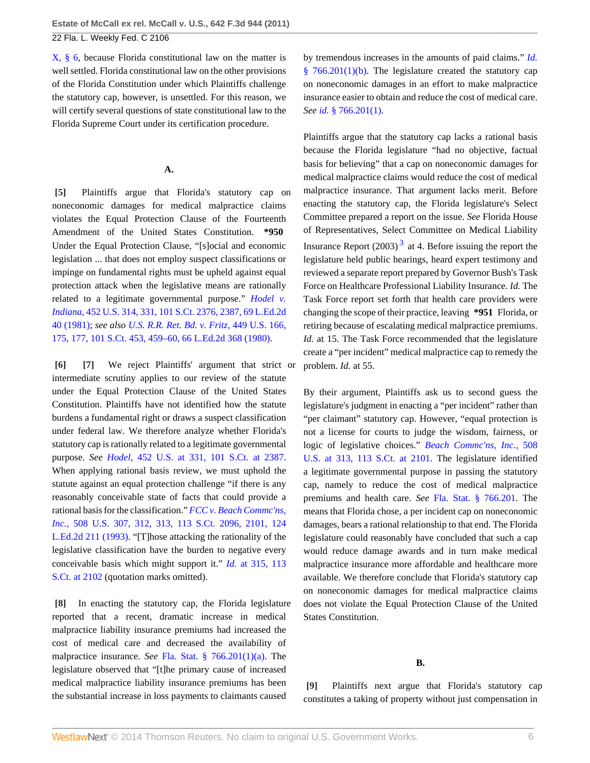X, § 6, because Florida constitutional law on the matter is well settled. Florida constitutional law on the other provisions of the Florida Constitution under which Plaintiffs challenge the statutory cap, however, is unsettled. For this reason, we will certify several questions of state constitutional law to the Florida Supreme Court under its certification procedure.

### A.

**[5]** Plaintiffs argue that Florida's statutory cap on noneconomic damages for medical malpractice claims violates the Equal Protection Clause of the Fourteenth Amendment of the United States Constitution. **\*950** Under the Equal Protection Clause, "[s]ocial and economic legislation ... that does not employ suspect classifications or impinge on fundamental rights must be upheld against equal protection attack when the legislative means are rationally related to a legitimate governmental purpose." *Hodel v. Indiana,* 452 U.S. 314, 331, 101 S.Ct. 2376, 2387, 69 L.Ed.2d 40 (1981); *see also* U.S. R.R. Ret. Bd. v. Fritz, 449 U.S. 166, 175, 177, 101 S.Ct. 453, 459–60, 66 L.Ed.2d 368 (1980).

**[6]** **[7]** We reject Plaintiffs' argument that strict or intermediate scrutiny applies to our review of the statute under the Equal Protection Clause of the United States Constitution. Plaintiffs have not identified how the statute burdens a fundamental right or draws a suspect classification under federal law. We therefore analyze whether Florida's statutory cap is rationally related to a legitimate governmental purpose. *See* Hodel, 452 U.S. at 331, 101 S.Ct. at 2387. When applying rational basis review, we must uphold the statute against an equal protection challenge "if there is any reasonably conceivable state of facts that could provide a rational basis for the classification." *FCC v. Beach Commc'ns, Inc.,* 508 U.S. 307, 312, 313, 113 S.Ct. 2096, 2101, 124 L.Ed.2d 211 (1993). "[T]hose attacking the rationality of the legislative classification have the burden to negative every conceivable basis which might support it." *Id.* at 315, 113 S.Ct. at 2102 (quotation marks omitted).

**[8]** In enacting the statutory cap, the Florida legislature reported that a recent, dramatic increase in medical malpractice liability insurance premiums had increased the cost of medical care and decreased the availability of malpractice insurance. *See* Fla. Stat. § 766.201(1)(a). The legislature observed that "[t]he primary cause of increased medical malpractice liability insurance premiums has been the substantial increase in loss payments to claimants caused by tremendous increases in the amounts of paid claims." *Id.* § 766.201(1)(b). The legislature created the statutory cap on noneconomic damages in an effort to make malpractice insurance easier to obtain and reduce the cost of medical care. *See id.* § 766.201(1).

Plaintiffs argue that the statutory cap lacks a rational basis because the Florida legislature "had no objective, factual basis for believing" that a cap on noneconomic damages for medical malpractice claims would reduce the cost of medical malpractice insurance. That argument lacks merit. Before enacting the statutory cap, the Florida legislature's Select Committee prepared a report on the issue. *See* Florida House of Representatives, Select Committee on Medical Liability Insurance Report (2003) [3] at 4. Before issuing the report the legislature held public hearings, heard expert testimony and reviewed a separate report prepared by Governor Bush's Task Force on Healthcare Professional Liability Insurance. *Id.* The Task Force report set forth that health care providers were changing the scope of their practice, leaving **\*951** Florida, or retiring because of escalating medical malpractice premiums. *Id.* at 15. The Task Force recommended that the legislature create a "per incident" medical malpractice cap to remedy the problem. *Id.* at 55.

By their argument, Plaintiffs ask us to second guess the legislature's judgment in enacting a "per incident" rather than "per claimant" statutory cap. However, "equal protection is not a license for courts to judge the wisdom, fairness, or logic of legislative choices." *Beach Commc'ns, Inc.,* 508 U.S. at 313, 113 S.Ct. at 2101. The legislature identified a legitimate governmental purpose in passing the statutory cap, namely to reduce the cost of medical malpractice premiums and health care. *See* Fla. Stat. § 766.201. The means that Florida chose, a per incident cap on noneconomic damages, bears a rational relationship to that end. The Florida legislature could reasonably have concluded that such a cap would reduce damage awards and in turn make medical malpractice insurance more affordable and healthcare more available. We therefore conclude that Florida's statutory cap on noneconomic damages for medical malpractice claims does not violate the Equal Protection Clause of the United States Constitution.

### B.

**[9]** Plaintiffs next argue that Florida's statutory cap constitutes a taking of property without just compensation in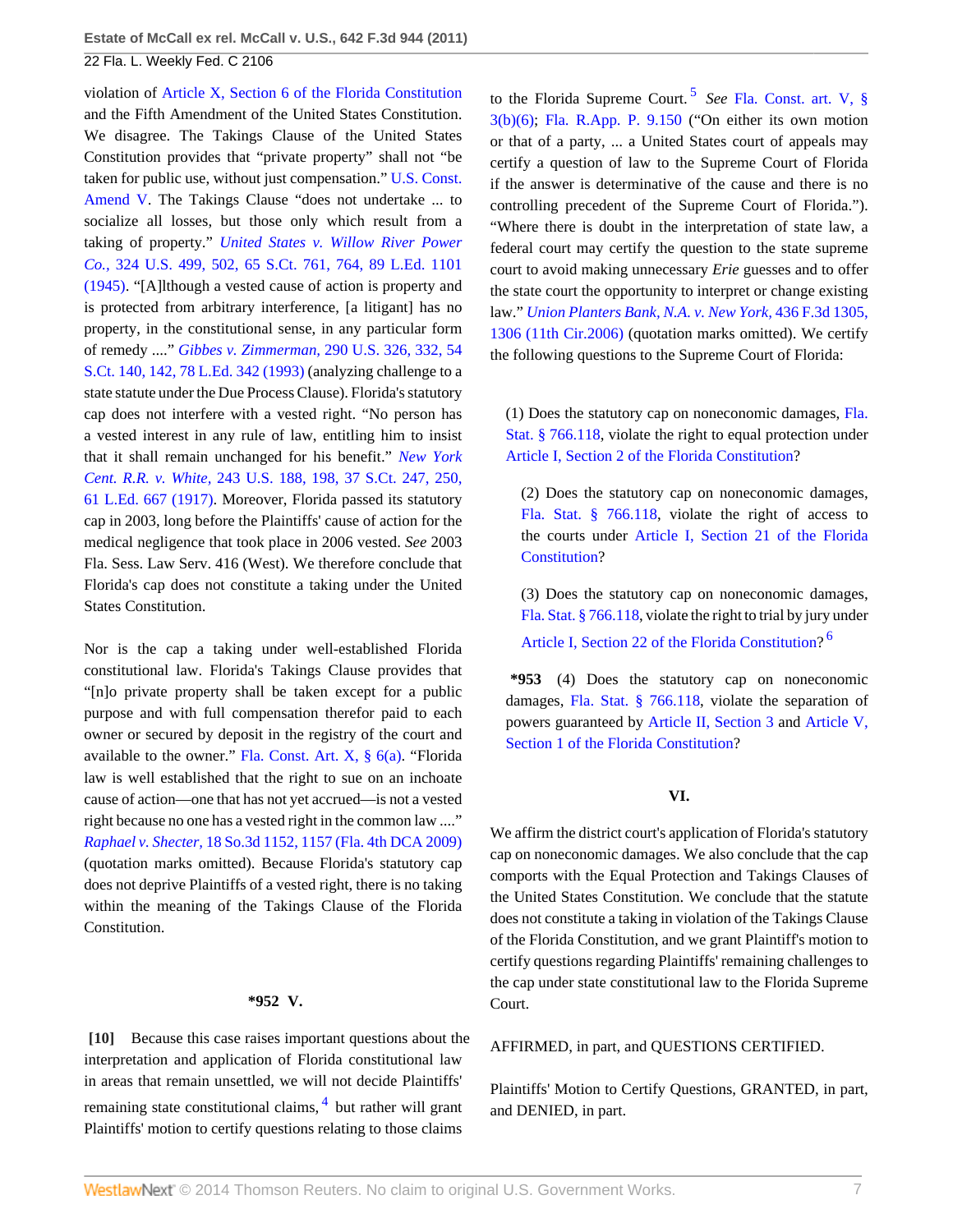violation of Article X, Section 6 of the Florida Constitution and the Fifth Amendment of the United States Constitution. We disagree. The Takings Clause of the United States Constitution provides that "private property" shall not "be taken for public use, without just compensation." U.S. Const. Amend V. The Takings Clause "does not undertake ... to socialize all losses, but those only which result from a taking of property." *United States v. Willow River Power Co.,* 324 U.S. 499, 502, 65 S.Ct. 761, 764, 89 L.Ed. 1101 (1945). "[A]lthough a vested cause of action is property and is protected from arbitrary interference, [a litigant] has no property, in the constitutional sense, in any particular form of remedy ...." *Gibbes v. Zimmerman,* 290 U.S. 326, 332, 54 S.Ct. 140, 142, 78 L.Ed. 342 (1993) (analyzing challenge to a state statute under the Due Process Clause). Florida's statutory cap does not interfere with a vested right. "No person has a vested interest in any rule of law, entitling him to insist that it shall remain unchanged for his benefit." *New York Cent. R.R. v. White,* 243 U.S. 188, 198, 37 S.Ct. 247, 250, 61 L.Ed. 667 (1917). Moreover, Florida passed its statutory cap in 2003, long before the Plaintiffs' cause of action for the medical negligence that took place in 2006 vested. *See* 2003 Fla. Sess. Law Serv. 416 (West). We therefore conclude that Florida's cap does not constitute a taking under the United States Constitution.

Nor is the cap a taking under well-established Florida constitutional law. Florida's Takings Clause provides that "[n]o private property shall be taken except for a public purpose and with full compensation therefor paid to each owner or secured by deposit in the registry of the court and available to the owner." Fla. Const. Art. X, § 6(a). "Florida law is well established that the right to sue on an inchoate cause of action—one that has not yet accrued—is not a vested right because no one has a vested right in the common law ...." *Raphael v. Shecter,* 18 So.3d 1152, 1157 (Fla. 4th DCA 2009) (quotation marks omitted). Because Florida's statutory cap does not deprive Plaintiffs of a vested right, there is no taking within the meaning of the Takings Clause of the Florida Constitution.

## *952 V.

**[10]** Because this case raises important questions about the interpretation and application of Florida constitutional law in areas that remain unsettled, we will not decide Plaintiffs' remaining state constitutional claims, [4] but rather will grant Plaintiffs' motion to certify questions relating to those claims to the Florida Supreme Court. [5] *See* Fla. Const. art. V, § 3(b)(6); Fla. R.App. P. 9.150 ("On either its own motion or that of a party, ... a United States court of appeals may certify a question of law to the Supreme Court of Florida if the answer is determinative of the cause and there is no controlling precedent of the Supreme Court of Florida."). "Where there is doubt in the interpretation of state law, a federal court may certify the question to the state supreme court to avoid making unnecessary *Erie* guesses and to offer the state court the opportunity to interpret or change existing law." *Union Planters Bank, N.A. v. New York,* 436 F.3d 1305, 1306 (11th Cir.2006) (quotation marks omitted). We certify the following questions to the Supreme Court of Florida:

> (1) Does the statutory cap on noneconomic damages, Fla. Stat. § 766.118, violate the right to equal protection under Article I, Section 2 of the Florida Constitution?
>
> (2) Does the statutory cap on noneconomic damages, Fla. Stat. § 766.118, violate the right of access to the courts under Article I, Section 21 of the Florida Constitution?
>
> (3) Does the statutory cap on noneconomic damages, Fla. Stat. § 766.118, violate the right to trial by jury under Article I, Section 22 of the Florida Constitution? [6]
>
> **\*953** (4) Does the statutory cap on noneconomic damages, Fla. Stat. § 766.118, violate the separation of powers guaranteed by Article II, Section 3 and Article V, Section 1 of the Florida Constitution?

## VI.

We affirm the district court's application of Florida's statutory cap on noneconomic damages. We also conclude that the cap comports with the Equal Protection and Takings Clauses of the United States Constitution. We conclude that the statute does not constitute a taking in violation of the Takings Clause of the Florida Constitution, and we grant Plaintiff's motion to certify questions regarding Plaintiffs' remaining challenges to the cap under state constitutional law to the Florida Supreme Court.

AFFIRMED, in part, and QUESTIONS CERTIFIED.

Plaintiffs' Motion to Certify Questions, GRANTED, in part, and DENIED, in part.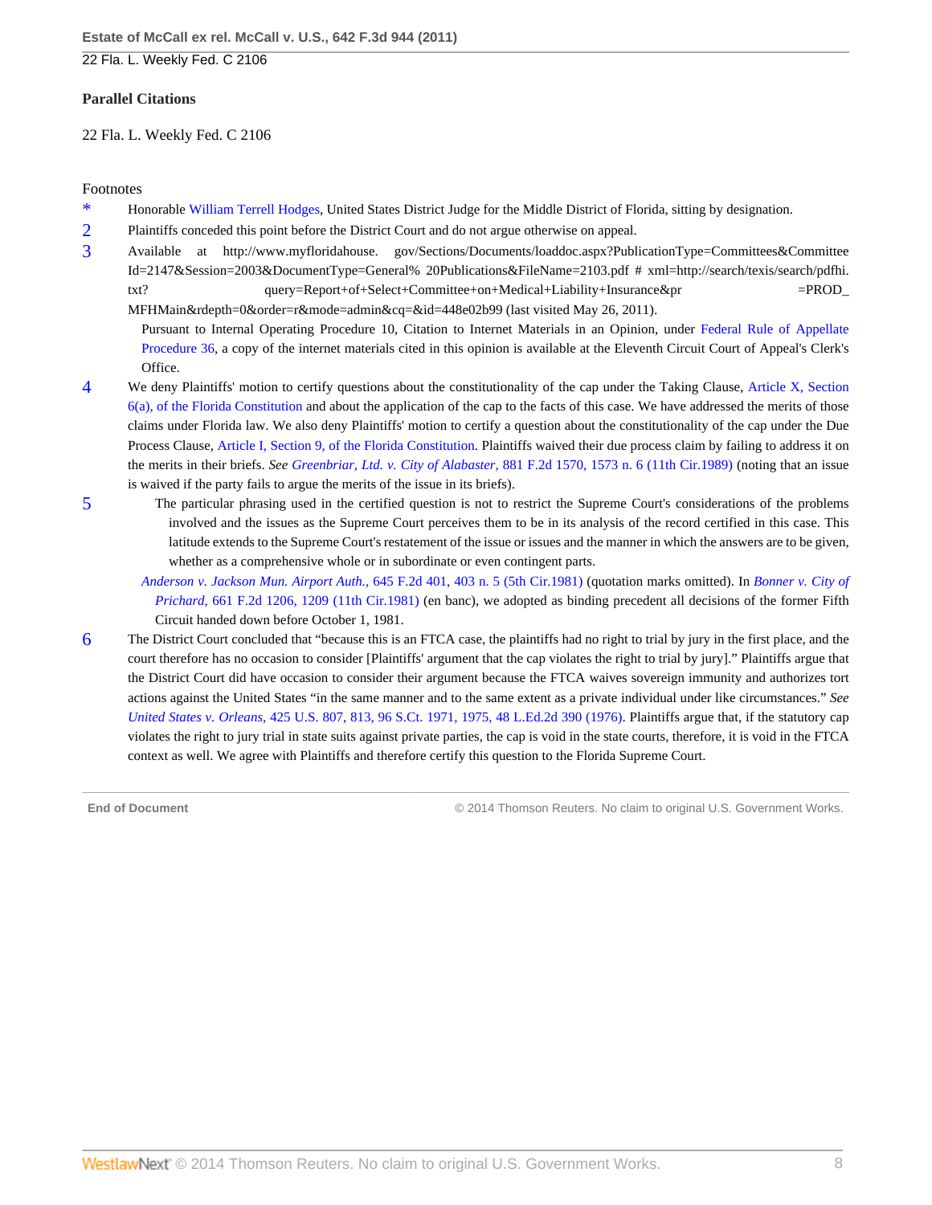**Parallel Citations**

22 Fla. L. Weekly Fed. C 2106

Footnotes

\* Honorable William Terrell Hodges, United States District Judge for the Middle District of Florida, sitting by designation.

2 Plaintiffs conceded this point before the District Court and do not argue otherwise on appeal.

3 Available at http://www.myfloridahouse. gov/Sections/Documents/loaddoc.aspx?PublicationType=Committees&CommitteeId=2147&Session=2003&DocumentType=General% 20Publications&FileName=2103.pdf # xml=http://search/texis/search/pdfhi.txt? query=Report+of+Select+Committee+on+Medical+Liability+Insurance&pr =PROD_MFHMain&rdepth=0&order=r&mode=admin&cq=&id=448e02b99 (last visited May 26, 2011).

Pursuant to Internal Operating Procedure 10, Citation to Internet Materials in an Opinion, under Federal Rule of Appellate Procedure 36, a copy of the internet materials cited in this opinion is available at the Eleventh Circuit Court of Appeal's Clerk's Office.

4 We deny Plaintiffs' motion to certify questions about the constitutionality of the cap under the Taking Clause, Article X, Section 6(a), of the Florida Constitution and about the application of the cap to the facts of this case. We have addressed the merits of those claims under Florida law. We also deny Plaintiffs' motion to certify a question about the constitutionality of the cap under the Due Process Clause, Article I, Section 9, of the Florida Constitution. Plaintiffs waived their due process claim by failing to address it on the merits in their briefs. *See Greenbriar, Ltd. v. City of Alabaster,* 881 F.2d 1570, 1573 n. 6 (11th Cir.1989) (noting that an issue is waived if the party fails to argue the merits of the issue in its briefs).

5 The particular phrasing used in the certified question is not to restrict the Supreme Court's considerations of the problems involved and the issues as the Supreme Court perceives them to be in its analysis of the record certified in this case. This latitude extends to the Supreme Court's restatement of the issue or issues and the manner in which the answers are to be given, whether as a comprehensive whole or in subordinate or even contingent parts.

*Anderson v. Jackson Mun. Airport Auth.,* 645 F.2d 401, 403 n. 5 (5th Cir.1981) (quotation marks omitted). In *Bonner v. City of Prichard,* 661 F.2d 1206, 1209 (11th Cir.1981) (en banc), we adopted as binding precedent all decisions of the former Fifth Circuit handed down before October 1, 1981.

6 The District Court concluded that "because this is an FTCA case, the plaintiffs had no right to trial by jury in the first place, and the court therefore has no occasion to consider [Plaintiffs' argument that the cap violates the right to trial by jury]." Plaintiffs argue that the District Court did have occasion to consider their argument because the FTCA waives sovereign immunity and authorizes tort actions against the United States "in the same manner and to the same extent as a private individual under like circumstances." *See United States v. Orleans,* 425 U.S. 807, 813, 96 S.Ct. 1971, 1975, 48 L.Ed.2d 390 (1976). Plaintiffs argue that, if the statutory cap violates the right to jury trial in state suits against private parties, the cap is void in the state courts, therefore, it is void in the FTCA context as well. We agree with Plaintiffs and therefore certify this question to the Florida Supreme Court.

**End of Document**